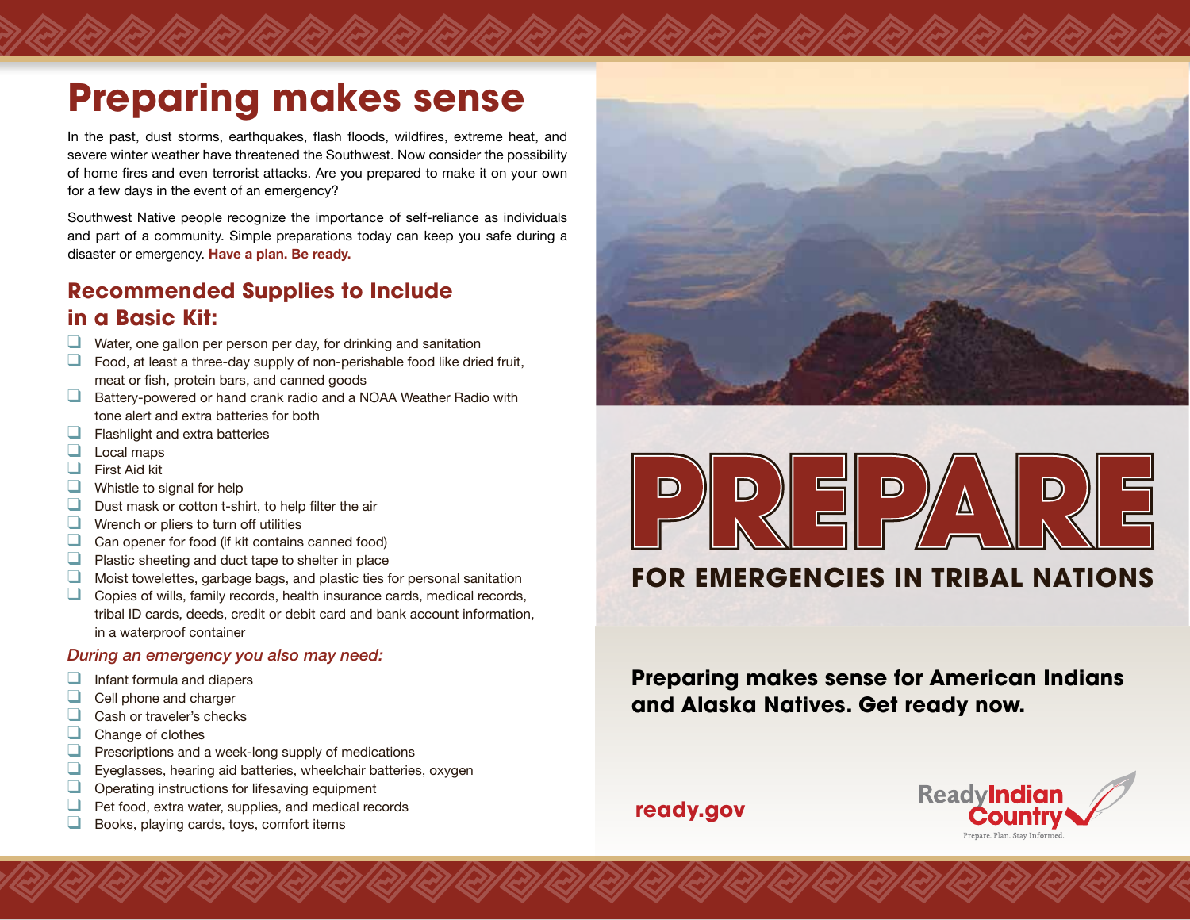# Preparing makes sense

In the past, dust storms, earthquakes, flash floods, wildfires, extreme heat, and severe winter weather have threatened the Southwest. Now consider the possibility of home fires and even terrorist attacks. Are you prepared to make it on your own for a few days in the event of an emergency?

Southwest Native people recognize the importance of self-reliance as individuals and part of a community. Simple preparations today can keep you safe during a disaster or emergency. **Have a plan. Be ready.**

## Recommended Supplies to Include in a Basic Kit:

- ❑ Water, one gallon per person per day, for drinking and sanitation
- ❑ Food, at least a three-day supply of non-perishable food like dried fruit, meat or fish, protein bars, and canned goods
- ❑ Battery-powered or hand crank radio and a NOAA Weather Radio with tone alert and extra batteries for both
- ❑ Flashlight and extra batteries
- ❑ Local maps
- ❑ First Aid kit
- ❑ Whistle to signal for help
- ❑ Dust mask or cotton t-shirt, to help filter the air
- ❑ Wrench or pliers to turn off utilities
- ❑ Can opener for food (if kit contains canned food)
- ❑ Plastic sheeting and duct tape to shelter in place
- ❑ Moist towelettes, garbage bags, and plastic ties for personal sanitation
- ❑ Copies of wills, family records, health insurance cards, medical records, tribal ID cards, deeds, credit or debit card and bank account information, in a waterproof container

*During an emergency you also may need:*

- ❑ Infant formula and diapers
- ❑ Cell phone and charger
- ❑ Cash or traveler's checks
- ❑ Change of clothes
- ❑ Prescriptions and a week-long supply of medications
- ❑ Eyeglasses, hearing aid batteries, wheelchair batteries, oxygen
- ❑ Operating instructions for lifesaving equipment
- ❑ Pet food, extra water, supplies, and medical records
- ❑ Books, playing cards, toys, comfort items

# PREPARE

## FOR EMERGENCIES IN TRIBAL NATIONS

**Preparing makes sense for American Indians and Alaska Natives. Get ready now.**

ready.gov

Ready Indian Country

Prepare. Plan. Stay Informed.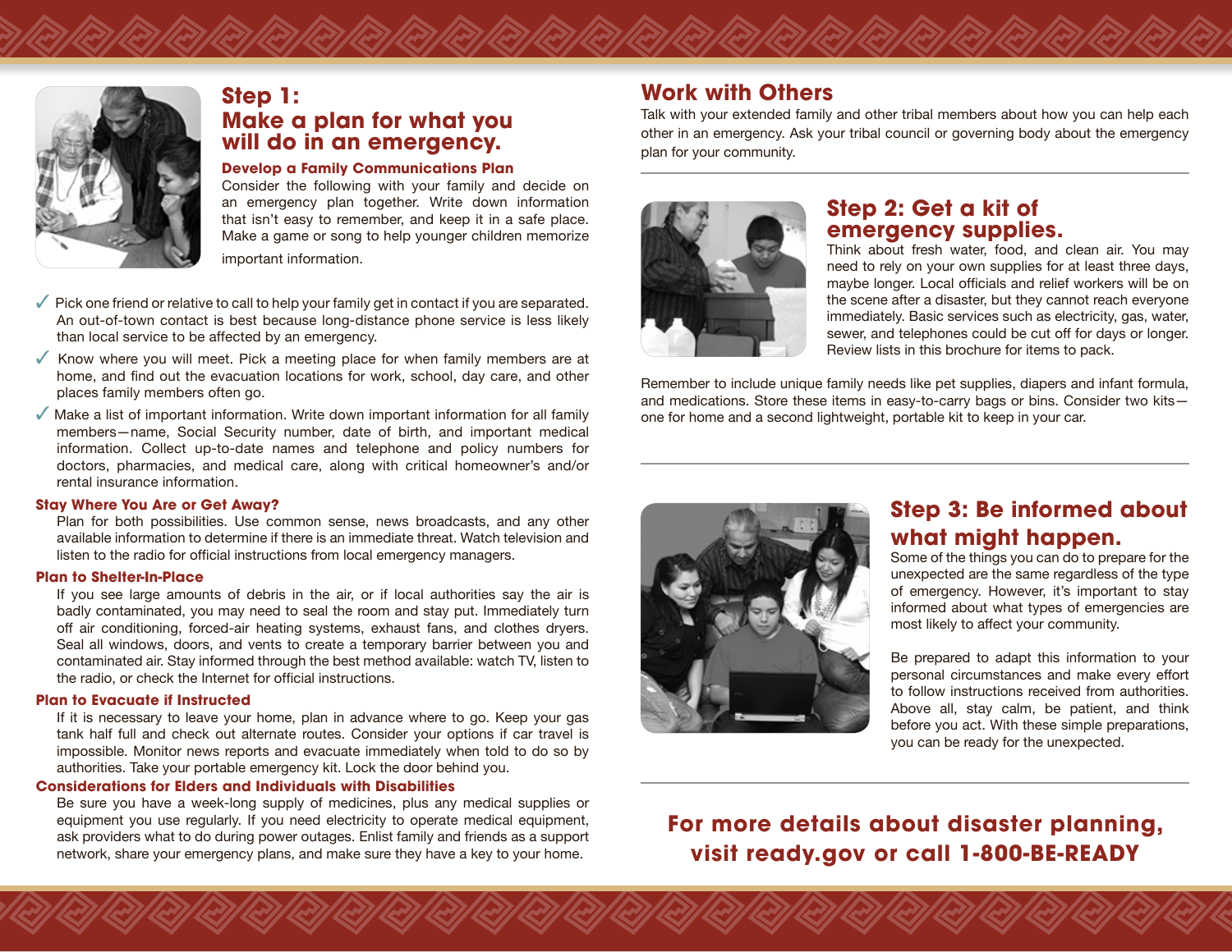## Step 1: Make a plan for what you will do in an emergency.

### Develop a Family Communications Plan

Consider the following with your family and decide on an emergency plan together. Write down information that isn't easy to remember, and keep it in a safe place. Make a game or song to help younger children memorize important information.

- ✓ Pick one friend or relative to call to help your family get in contact if you are separated. An out-of-town contact is best because long-distance phone service is less likely than local service to be affected by an emergency.
- ✓ Know where you will meet. Pick a meeting place for when family members are at home, and find out the evacuation locations for work, school, day care, and other places family members often go.
- ✓ Make a list of important information. Write down important information for all family members—name, Social Security number, date of birth, and important medical information. Collect up-to-date names and telephone and policy numbers for doctors, pharmacies, and medical care, along with critical homeowner's and/or rental insurance information.

### Stay Where You Are or Get Away?

Plan for both possibilities. Use common sense, news broadcasts, and any other available information to determine if there is an immediate threat. Watch television and listen to the radio for official instructions from local emergency managers.

### Plan to Shelter-In-Place

If you see large amounts of debris in the air, or if local authorities say the air is badly contaminated, you may need to seal the room and stay put. Immediately turn off air conditioning, forced-air heating systems, exhaust fans, and clothes dryers. Seal all windows, doors, and vents to create a temporary barrier between you and contaminated air. Stay informed through the best method available: watch TV, listen to the radio, or check the Internet for official instructions.

### Plan to Evacuate if Instructed

If it is necessary to leave your home, plan in advance where to go. Keep your gas tank half full and check out alternate routes. Consider your options if car travel is impossible. Monitor news reports and evacuate immediately when told to do so by authorities. Take your portable emergency kit. Lock the door behind you.

### Considerations for Elders and Individuals with Disabilities

Be sure you have a week-long supply of medicines, plus any medical supplies or equipment you use regularly. If you need electricity to operate medical equipment, ask providers what to do during power outages. Enlist family and friends as a support network, share your emergency plans, and make sure they have a key to your home.

## Work with Others

Talk with your extended family and other tribal members about how you can help each other in an emergency. Ask your tribal council or governing body about the emergency plan for your community.

## Step 2: Get a kit of emergency supplies.

Think about fresh water, food, and clean air. You may need to rely on your own supplies for at least three days, maybe longer. Local officials and relief workers will be on the scene after a disaster, but they cannot reach everyone immediately. Basic services such as electricity, gas, water, sewer, and telephones could be cut off for days or longer. Review lists in this brochure for items to pack.

Remember to include unique family needs like pet supplies, diapers and infant formula, and medications. Store these items in easy-to-carry bags or bins. Consider two kits—one for home and a second lightweight, portable kit to keep in your car.

## Step 3: Be informed about what might happen.

Some of the things you can do to prepare for the unexpected are the same regardless of the type of emergency. However, it's important to stay informed about what types of emergencies are most likely to affect your community.

Be prepared to adapt this information to your personal circumstances and make every effort to follow instructions received from authorities. Above all, stay calm, be patient, and think before you act. With these simple preparations, you can be ready for the unexpected.

**For more details about disaster planning, visit ready.gov or call 1-800-BE-READY**